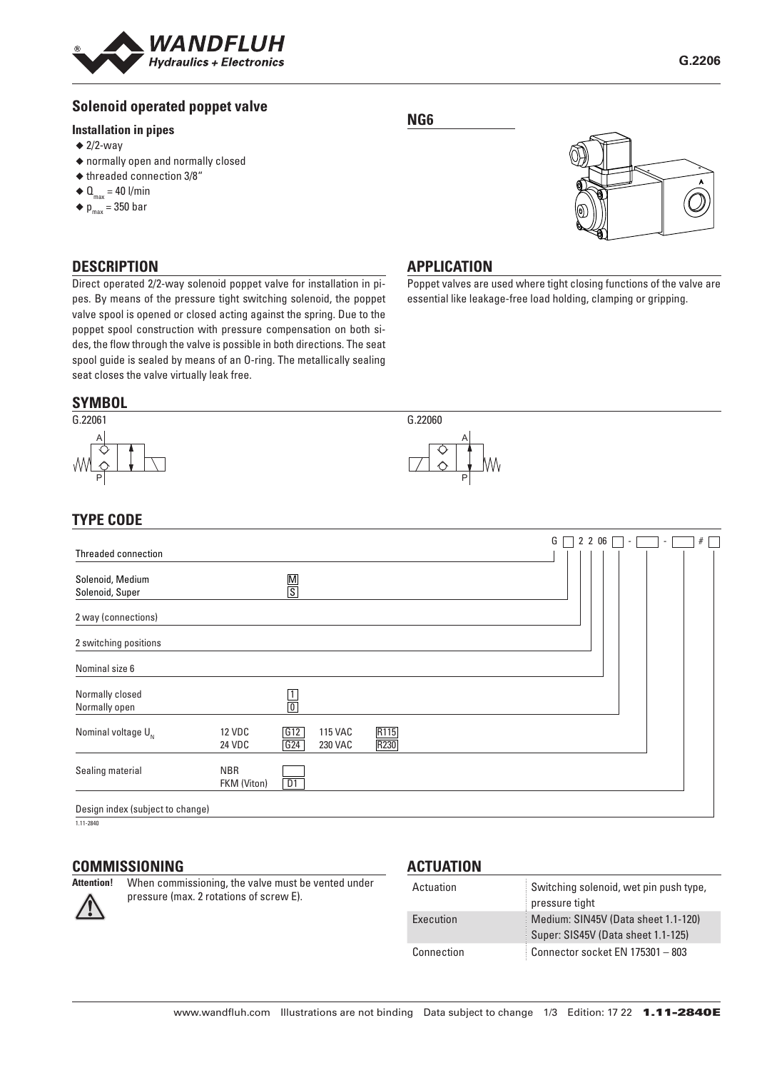# Solenoid operated poppet valve

G.2206

### Installation in pipes

- ◆ 2/2-way
- ◆ normally open and normally closed
- ◆ threaded connection 3/8"
- ◆ $Q_{max}$ = 40 l/min
- ◆ $p_{max}$ = 350 bar

## NG6

## DESCRIPTION

Direct operated 2/2-way solenoid poppet valve for installation in pipes. By means of the pressure tight switching solenoid, the poppet valve spool is opened or closed acting against the spring. Due to the poppet spool construction with pressure compensation on both sides, the flow through the valve is possible in both directions. The seat spool guide is sealed by means of an O-ring. The metallically sealing seat closes the valve virtually leak free.

## APPLICATION

Poppet valves are used where tight closing functions of the valve are essential like leakage-free load holding, clamping or gripping.

## SYMBOL

G.22061

G.22060

## TYPE CODE

G [ ] 2 2 06 [ ] - [ ] - [ ] # [ ]

| | | | | | |
|---|---|---|---|---|---|
| Threaded connection | | G | | | |
| Solenoid, Medium | | M | | | |
| Solenoid, Super | | S | | | |
| 2 way (connections) | | | | | |
| 2 switching positions | | | | | |
| Nominal size 6 | | | | | |
| Normally closed | | 1 | | | |
| Normally open | | 0 | | | |
| Nominal voltage $U_N$ | 12 VDC | G12 | 115 VAC | R115 | |
| | 24 VDC | G24 | 230 VAC | R230 | |
| Sealing material | NBR | | | | |
| | FKM (Viton) | D1 | | | |
| Design index (subject to change) | | | | | |

1.11-2840

## COMMISSIONING

**Attention!** When commissioning, the valve must be vented under pressure (max. 2 rotations of screw E).

## ACTUATION

| | |
|---|---|
| Actuation | Switching solenoid, wet pin push type, pressure tight |
| Execution | Medium: SIN45V (Data sheet 1.1-120)<br>Super: SIS45V (Data sheet 1.1-125) |
| Connection | Connector socket EN 175301 – 803 |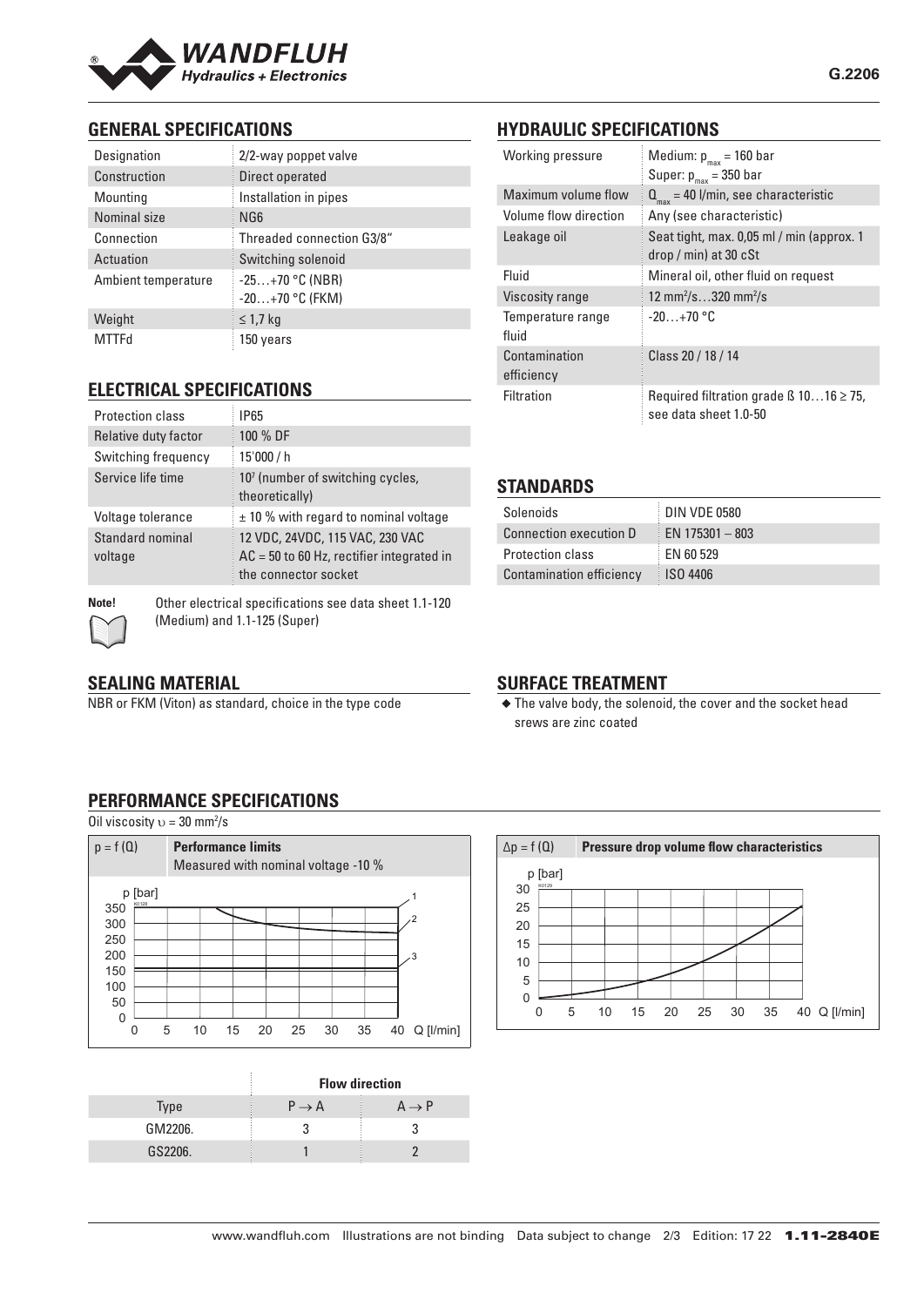## GENERAL SPECIFICATIONS

| | |
|---|---|
| Designation | 2/2-way poppet valve |
| Construction | Direct operated |
| Mounting | Installation in pipes |
| Nominal size | NG6 |
| Connection | Threaded connection G3/8" |
| Actuation | Switching solenoid |
| Ambient temperature | -25…+70 °C (NBR)<br>-20…+70 °C (FKM) |
| Weight | ≤ 1,7 kg |
| MTTFd | 150 years |

## ELECTRICAL SPECIFICATIONS

| | |
|---|---|
| Protection class | IP65 |
| Relative duty factor | 100 % DF |
| Switching frequency | 15'000 / h |
| Service life time | $10^7$ (number of switching cycles, theoretically) |
| Voltage tolerance | ± 10 % with regard to nominal voltage |
| Standard nominal voltage | 12 VDC, 24VDC, 115 VAC, 230 VAC<br>AC = 50 to 60 Hz, rectifier integrated in the connector socket |

**Note!** Other electrical specifications see data sheet 1.1-120 (Medium) and 1.1-125 (Super)

## SEALING MATERIAL

NBR or FKM (Viton) as standard, choice in the type code

## HYDRAULIC SPECIFICATIONS

| | |
|---|---|
| Working pressure | Medium: $p_{max}$ = 160 bar<br>Super: $p_{max}$ = 350 bar |
| Maximum volume flow | $Q_{max}$ = 40 l/min, see characteristic |
| Volume flow direction | Any (see characteristic) |
| Leakage oil | Seat tight, max. 0,05 ml / min (approx. 1 drop / min) at 30 cSt |
| Fluid | Mineral oil, other fluid on request |
| Viscosity range | 12 mm²/s…320 mm²/s |
| Temperature range fluid | -20…+70 °C |
| Contamination efficiency | Class 20 / 18 / 14 |
| Filtration | Required filtration grade ß 10…16 ≥ 75, see data sheet 1.0-50 |

## STANDARDS

| | |
|---|---|
| Solenoids | DIN VDE 0580 |
| Connection execution D | EN 175301 – 803 |
| Protection class | EN 60 529 |
| Contamination efficiency | ISO 4406 |

## SURFACE TREATMENT

- The valve body, the solenoid, the cover and the socket head srews are zinc coated

## PERFORMANCE SPECIFICATIONS

Oil viscosity $\upsilon$ = 30 mm²/s

$p = f(Q)$ **Performance limits**
Measured with nominal voltage -10 %

$\Delta p = f(Q)$ **Pressure drop volume flow characteristics**

| | Flow direction | |
|---|---|---|
| Type | P → A | A → P |
| GM2206. | 3 | 3 |
| GS2206. | 1 | 2 |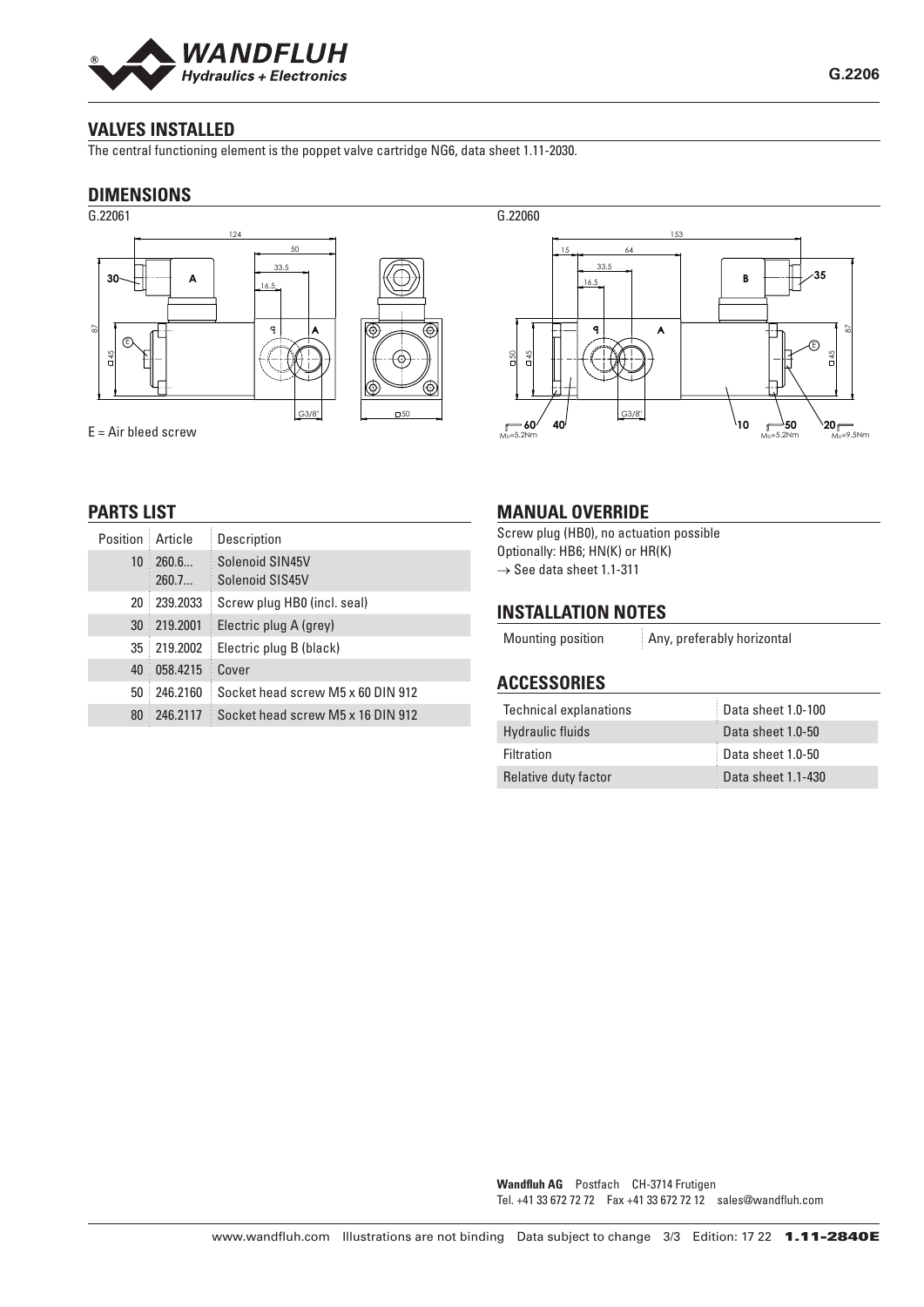## VALVES INSTALLED

The central functioning element is the poppet valve cartridge NG6, data sheet 1.11-2030.

## DIMENSIONS

G.22061

124
50
33.5
16.5
30
A
87
□45
E
b
A
G3/8"
□50

E = Air bleed screw

G.22060

153
15
64
33.5
16.5
B
35
□50
□45
b
A
E
87
□45
G3/8"
60 $M_D$=5.2Nm
40
10
50 $M_D$=5.2Nm
20 $M_D$=9.5Nm

## PARTS LIST

| Position | Article | Description |
|---|---|---|
| 10 | 260.6...<br>260.7... | Solenoid SIN45V<br>Solenoid SIS45V |
| 20 | 239.2033 | Screw plug HB0 (incl. seal) |
| 30 | 219.2001 | Electric plug A (grey) |
| 35 | 219.2002 | Electric plug B (black) |
| 40 | 058.4215 | Cover |
| 50 | 246.2160 | Socket head screw M5 x 60 DIN 912 |
| 80 | 246.2117 | Socket head screw M5 x 16 DIN 912 |

## MANUAL OVERRIDE

Screw plug (HB0), no actuation possible
Optionally: HB6; HN(K) or HR(K)
→ See data sheet 1.1-311

## INSTALLATION NOTES

| | |
|---|---|
| Mounting position | Any, preferably horizontal |

## ACCESSORIES

| | |
|---|---|
| Technical explanations | Data sheet 1.0-100 |
| Hydraulic fluids | Data sheet 1.0-50 |
| Filtration | Data sheet 1.0-50 |
| Relative duty factor | Data sheet 1.1-430 |

**Wandfluh AG** Postfach CH-3714 Frutigen
Tel. +41 33 672 72 72 Fax +41 33 672 72 12 sales@wandfluh.com